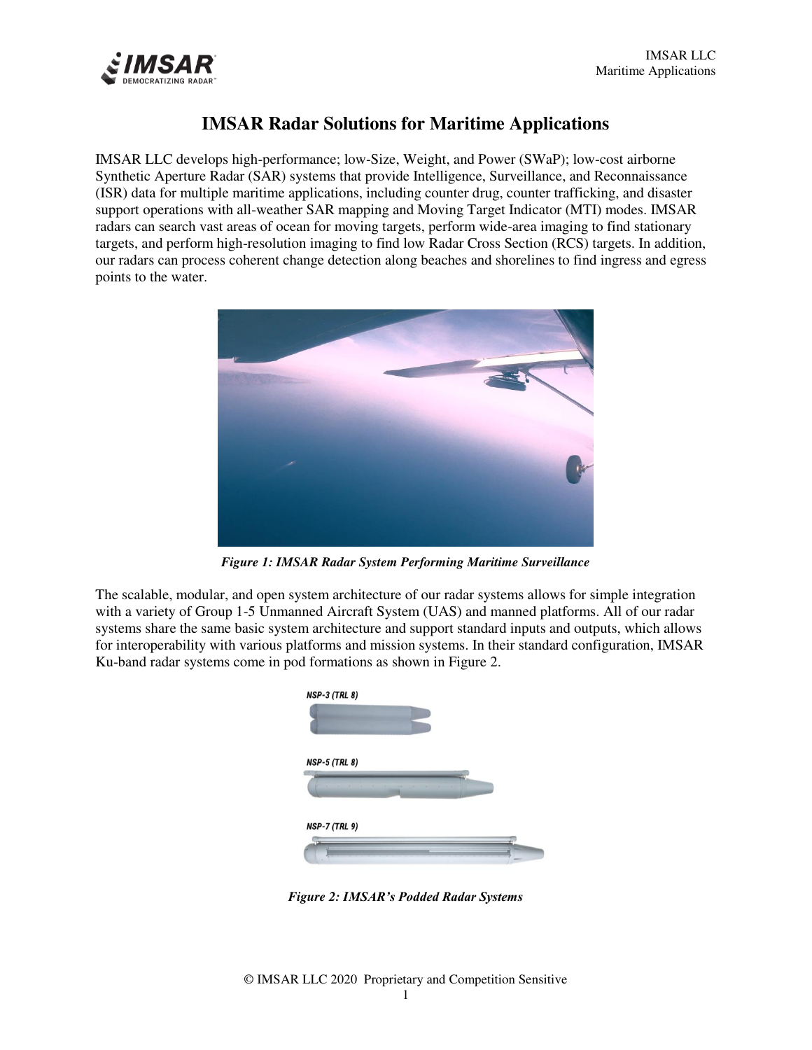# IMSAR Radar Solutions for Maritime Applications

IMSAR LLC develops high-performance; low-Size, Weight, and Power (SWaP); low-cost airborne Synthetic Aperture Radar (SAR) systems that provide Intelligence, Surveillance, and Reconnaissance (ISR) data for multiple maritime applications, including counter drug, counter trafficking, and disaster support operations with all-weather SAR mapping and Moving Target Indicator (MTI) modes. IMSAR radars can search vast areas of ocean for moving targets, perform wide-area imaging to find stationary targets, and perform high-resolution imaging to find low Radar Cross Section (RCS) targets. In addition, our radars can process coherent change detection along beaches and shorelines to find ingress and egress points to the water.

***Figure 1: IMSAR Radar System Performing Maritime Surveillance***

The scalable, modular, and open system architecture of our radar systems allows for simple integration with a variety of Group 1-5 Unmanned Aircraft System (UAS) and manned platforms. All of our radar systems share the same basic system architecture and support standard inputs and outputs, which allows for interoperability with various platforms and mission systems. In their standard configuration, IMSAR Ku-band radar systems come in pod formations as shown in Figure 2.

NSP-3 (TRL 8)

NSP-5 (TRL 8)

NSP-7 (TRL 9)

***Figure 2: IMSAR's Podded Radar Systems***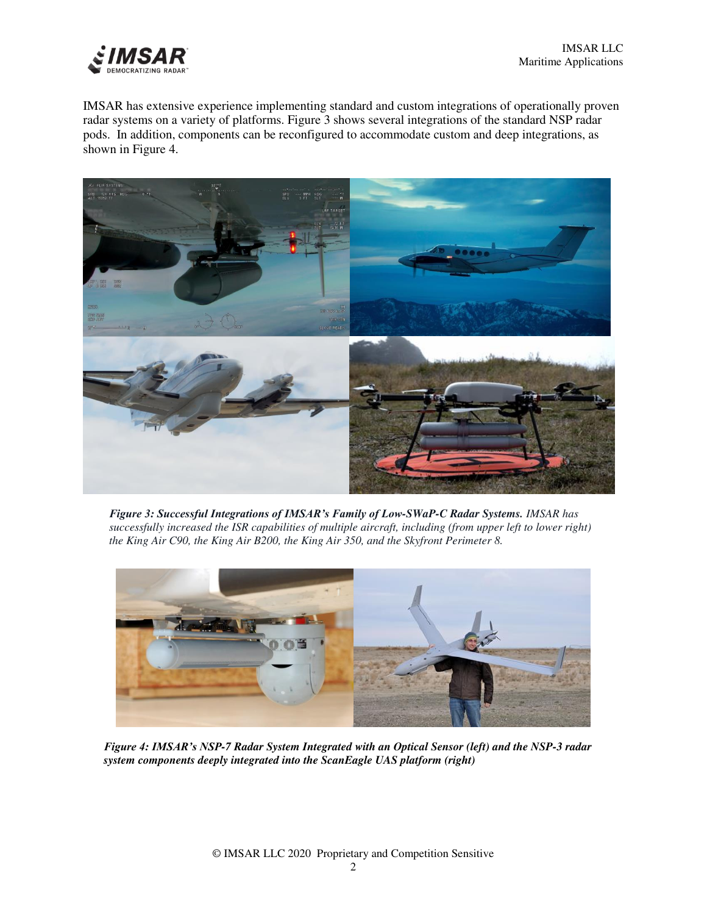IMSAR has extensive experience implementing standard and custom integrations of operationally proven radar systems on a variety of platforms. Figure 3 shows several integrations of the standard NSP radar pods. In addition, components can be reconfigured to accommodate custom and deep integrations, as shown in Figure 4.

***Figure 3: Successful Integrations of IMSAR's Family of Low-SWaP-C Radar Systems.*** *IMSAR has successfully increased the ISR capabilities of multiple aircraft, including (from upper left to lower right) the King Air C90, the King Air B200, the King Air 350, and the Skyfront Perimeter 8.*

***Figure 4: IMSAR's NSP-7 Radar System Integrated with an Optical Sensor (left) and the NSP-3 radar system components deeply integrated into the ScanEagle UAS platform (right)***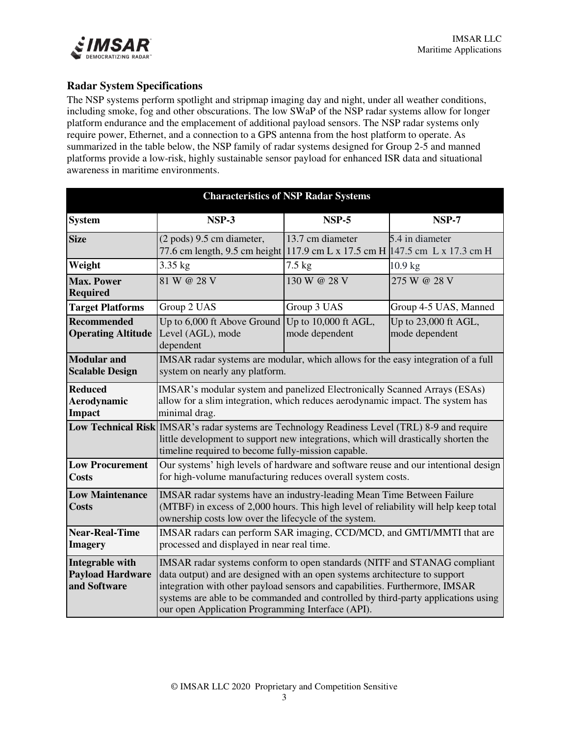### Radar System Specifications

The NSP systems perform spotlight and stripmap imaging day and night, under all weather conditions, including smoke, fog and other obscurations. The low SWaP of the NSP radar systems allow for longer platform endurance and the emplacement of additional payload sensors. The NSP radar systems only require power, Ethernet, and a connection to a GPS antenna from the host platform to operate. As summarized in the table below, the NSP family of radar systems designed for Group 2-5 and manned platforms provide a low-risk, highly sustainable sensor payload for enhanced ISR data and situational awareness in maritime environments.

| Characteristics of NSP Radar Systems | | | |
|---|---|---|---|
| **System** | **NSP-3** | **NSP-5** | **NSP-7** |
| **Size** | (2 pods) 9.5 cm diameter, 77.6 cm length, 9.5 cm height | 13.7 cm diameter 117.9 cm L x 17.5 cm H | 5.4 in diameter 147.5 cm L x 17.3 cm H |
| **Weight** | 3.35 kg | 7.5 kg | 10.9 kg |
| **Max. Power Required** | 81 W @ 28 V | 130 W @ 28 V | 275 W @ 28 V |
| **Target Platforms** | Group 2 UAS | Group 3 UAS | Group 4-5 UAS, Manned |
| **Recommended Operating Altitude** | Up to 6,000 ft Above Ground Level (AGL), mode dependent | Up to 10,000 ft AGL, mode dependent | Up to 23,000 ft AGL, mode dependent |
| **Modular and Scalable Design** | IMSAR radar systems are modular, which allows for the easy integration of a full system on nearly any platform. | | |
| **Reduced Aerodynamic Impact** | IMSAR's modular system and panelized Electronically Scanned Arrays (ESAs) allow for a slim integration, which reduces aerodynamic impact. The system has minimal drag. | | |
| **Low Technical Risk** | IMSAR's radar systems are Technology Readiness Level (TRL) 8-9 and require little development to support new integrations, which will drastically shorten the timeline required to become fully-mission capable. | | |
| **Low Procurement Costs** | Our systems' high levels of hardware and software reuse and our intentional design for high-volume manufacturing reduces overall system costs. | | |
| **Low Maintenance Costs** | IMSAR radar systems have an industry-leading Mean Time Between Failure (MTBF) in excess of 2,000 hours. This high level of reliability will help keep total ownership costs low over the lifecycle of the system. | | |
| **Near-Real-Time Imagery** | IMSAR radars can perform SAR imaging, CCD/MCD, and GMTI/MMTI that are processed and displayed in near real time. | | |
| **Integrable with Payload Hardware and Software** | IMSAR radar systems conform to open standards (NITF and STANAG compliant data output) and are designed with an open systems architecture to support integration with other payload sensors and capabilities. Furthermore, IMSAR systems are able to be commanded and controlled by third-party applications using our open Application Programming Interface (API). | | |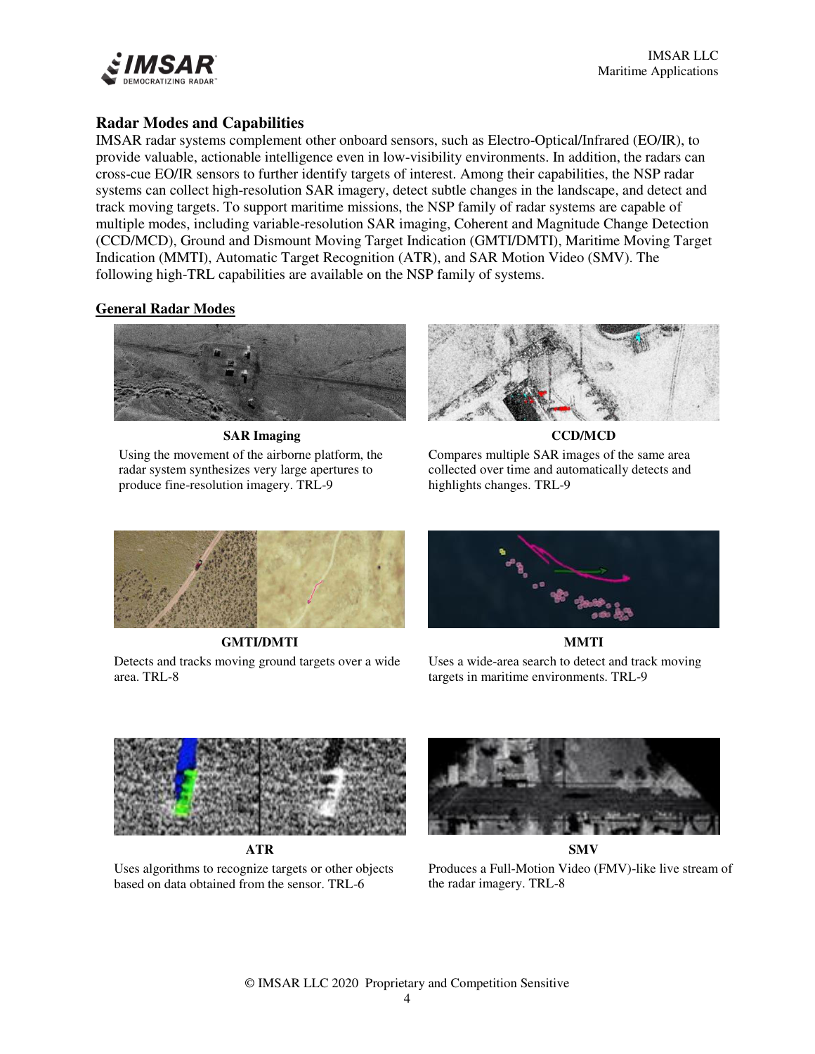## Radar Modes and Capabilities

IMSAR radar systems complement other onboard sensors, such as Electro-Optical/Infrared (EO/IR), to provide valuable, actionable intelligence even in low-visibility environments. In addition, the radars can cross-cue EO/IR sensors to further identify targets of interest. Among their capabilities, the NSP radar systems can collect high-resolution SAR imagery, detect subtle changes in the landscape, and detect and track moving targets. To support maritime missions, the NSP family of radar systems are capable of multiple modes, including variable-resolution SAR imaging, Coherent and Magnitude Change Detection (CCD/MCD), Ground and Dismount Moving Target Indication (GMTI/DMTI), Maritime Moving Target Indication (MMTI), Automatic Target Recognition (ATR), and SAR Motion Video (SMV). The following high-TRL capabilities are available on the NSP family of systems.

### General Radar Modes

**SAR Imaging**

Using the movement of the airborne platform, the radar system synthesizes very large apertures to produce fine-resolution imagery. TRL-9

**CCD/MCD**

Compares multiple SAR images of the same area collected over time and automatically detects and highlights changes. TRL-9

**GMTI/DMTI**

Detects and tracks moving ground targets over a wide area. TRL-8

**MMTI**

Uses a wide-area search to detect and track moving targets in maritime environments. TRL-9

**ATR**

Uses algorithms to recognize targets or other objects based on data obtained from the sensor. TRL-6

**SMV**

Produces a Full-Motion Video (FMV)-like live stream of the radar imagery. TRL-8

© IMSAR LLC 2020 Proprietary and Competition Sensitive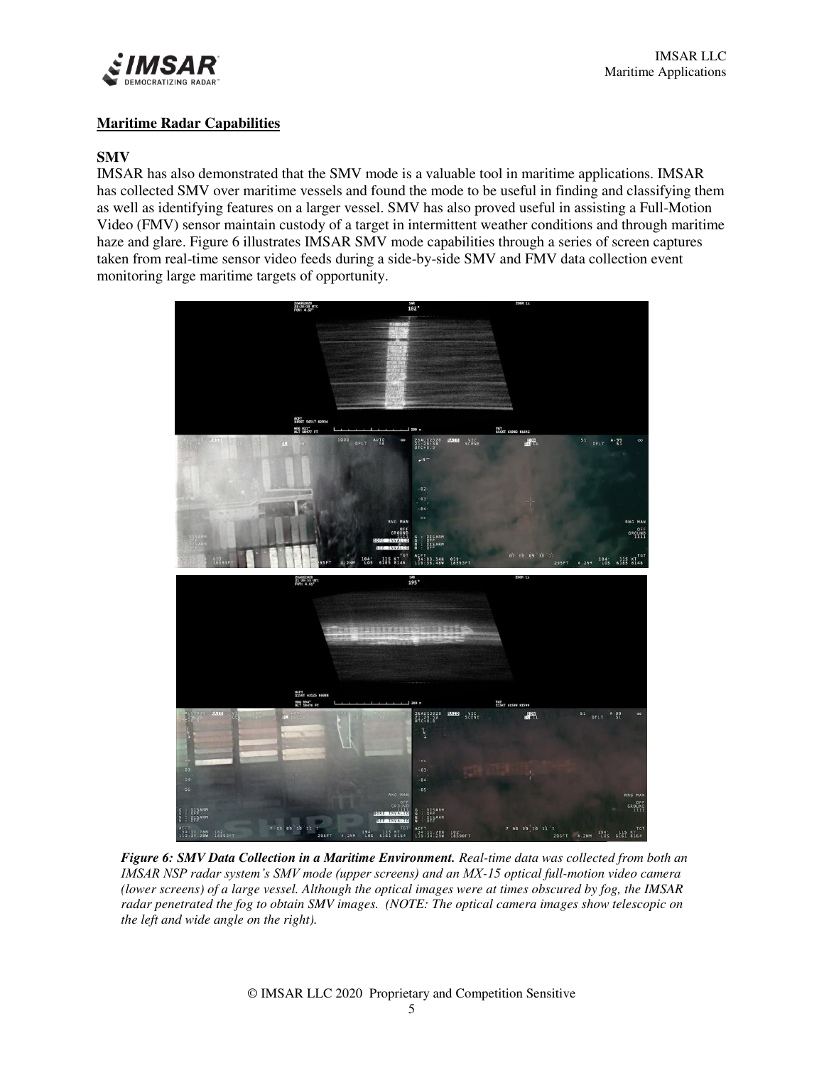## Maritime Radar Capabilities

### SMV

IMSAR has also demonstrated that the SMV mode is a valuable tool in maritime applications. IMSAR has collected SMV over maritime vessels and found the mode to be useful in finding and classifying them as well as identifying features on a larger vessel. SMV has also proved useful in assisting a Full-Motion Video (FMV) sensor maintain custody of a target in intermittent weather conditions and through maritime haze and glare. Figure 6 illustrates IMSAR SMV mode capabilities through a series of screen captures taken from real-time sensor video feeds during a side-by-side SMV and FMV data collection event monitoring large maritime targets of opportunity.

***Figure 6: SMV Data Collection in a Maritime Environment.*** *Real-time data was collected from both an IMSAR NSP radar system's SMV mode (upper screens) and an MX-15 optical full-motion video camera (lower screens) of a large vessel. Although the optical images were at times obscured by fog, the IMSAR radar penetrated the fog to obtain SMV images. (NOTE: The optical camera images show telescopic on the left and wide angle on the right).*

© IMSAR LLC 2020 Proprietary and Competition Sensitive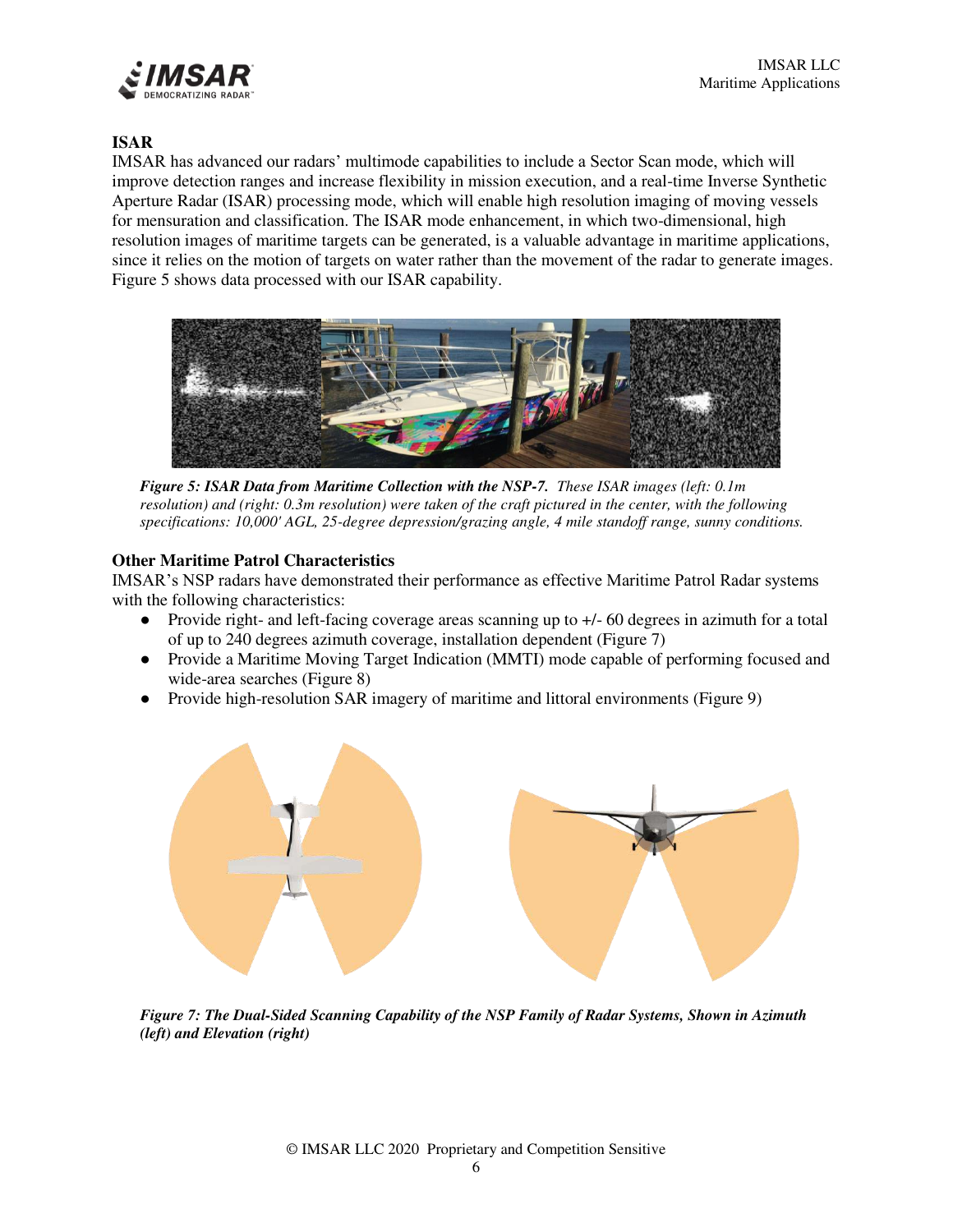## ISAR

IMSAR has advanced our radars' multimode capabilities to include a Sector Scan mode, which will improve detection ranges and increase flexibility in mission execution, and a real-time Inverse Synthetic Aperture Radar (ISAR) processing mode, which will enable high resolution imaging of moving vessels for mensuration and classification. The ISAR mode enhancement, in which two-dimensional, high resolution images of maritime targets can be generated, is a valuable advantage in maritime applications, since it relies on the motion of targets on water rather than the movement of the radar to generate images. Figure 5 shows data processed with our ISAR capability.

***Figure 5: ISAR Data from Maritime Collection with the NSP-7.*** *These ISAR images (left: 0.1m resolution) and (right: 0.3m resolution) were taken of the craft pictured in the center, with the following specifications: 10,000' AGL, 25-degree depression/grazing angle, 4 mile standoff range, sunny conditions.*

## Other Maritime Patrol Characteristics

IMSAR's NSP radars have demonstrated their performance as effective Maritime Patrol Radar systems with the following characteristics:

- Provide right- and left-facing coverage areas scanning up to +/- 60 degrees in azimuth for a total of up to 240 degrees azimuth coverage, installation dependent (Figure 7)
- Provide a Maritime Moving Target Indication (MMTI) mode capable of performing focused and wide-area searches (Figure 8)
- Provide high-resolution SAR imagery of maritime and littoral environments (Figure 9)

***Figure 7: The Dual-Sided Scanning Capability of the NSP Family of Radar Systems, Shown in Azimuth (left) and Elevation (right)***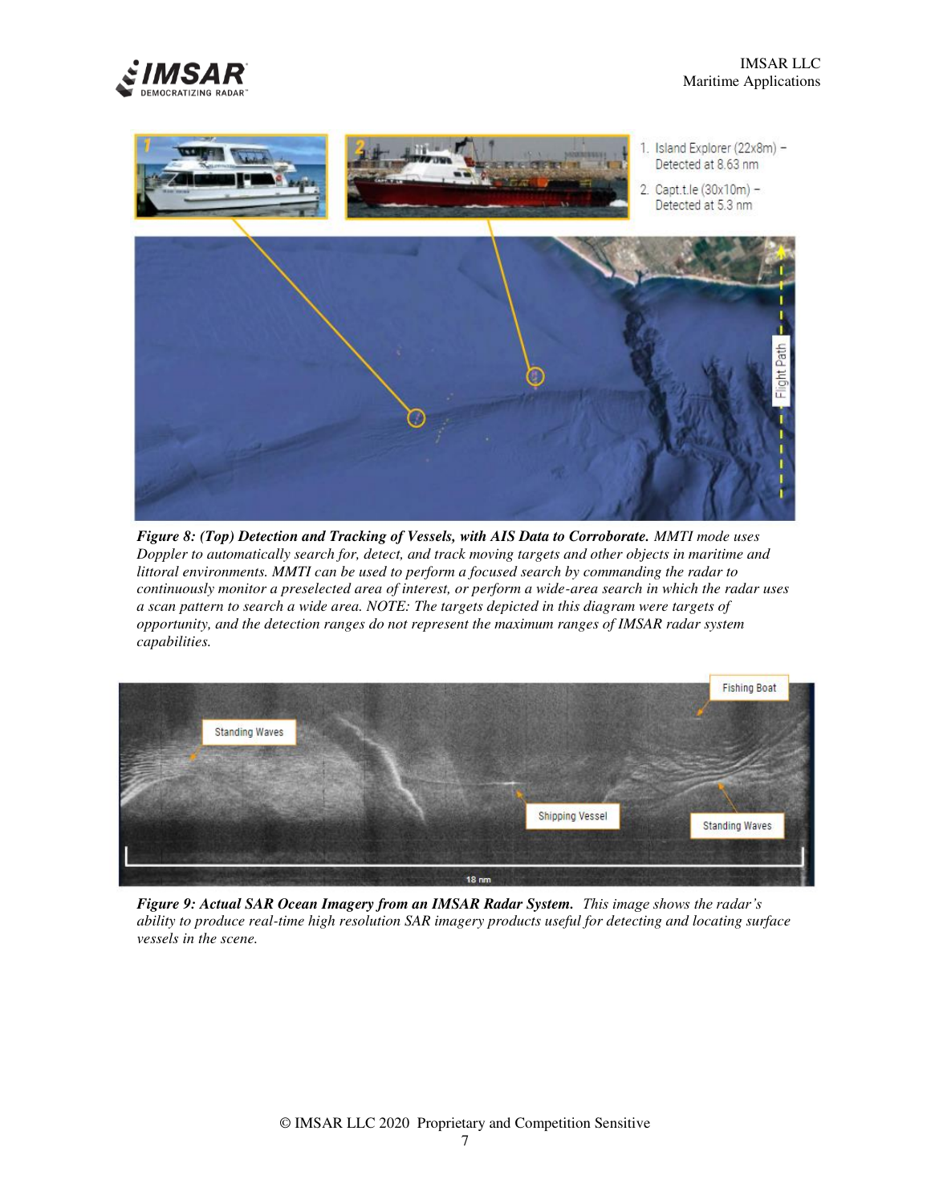1. Island Explorer (22x8m) – Detected at 8.63 nm
2. Capt.t.le (30x10m) – Detected at 5.3 nm

***Figure 8: (Top) Detection and Tracking of Vessels, with AIS Data to Corroborate.*** *MMTI mode uses Doppler to automatically search for, detect, and track moving targets and other objects in maritime and littoral environments. MMTI can be used to perform a focused search by commanding the radar to continuously monitor a preselected area of interest, or perform a wide-area search in which the radar uses a scan pattern to search a wide area. NOTE: The targets depicted in this diagram were targets of opportunity, and the detection ranges do not represent the maximum ranges of IMSAR radar system capabilities.*

***Figure 9: Actual SAR Ocean Imagery from an IMSAR Radar System.*** *This image shows the radar's ability to produce real-time high resolution SAR imagery products useful for detecting and locating surface vessels in the scene.*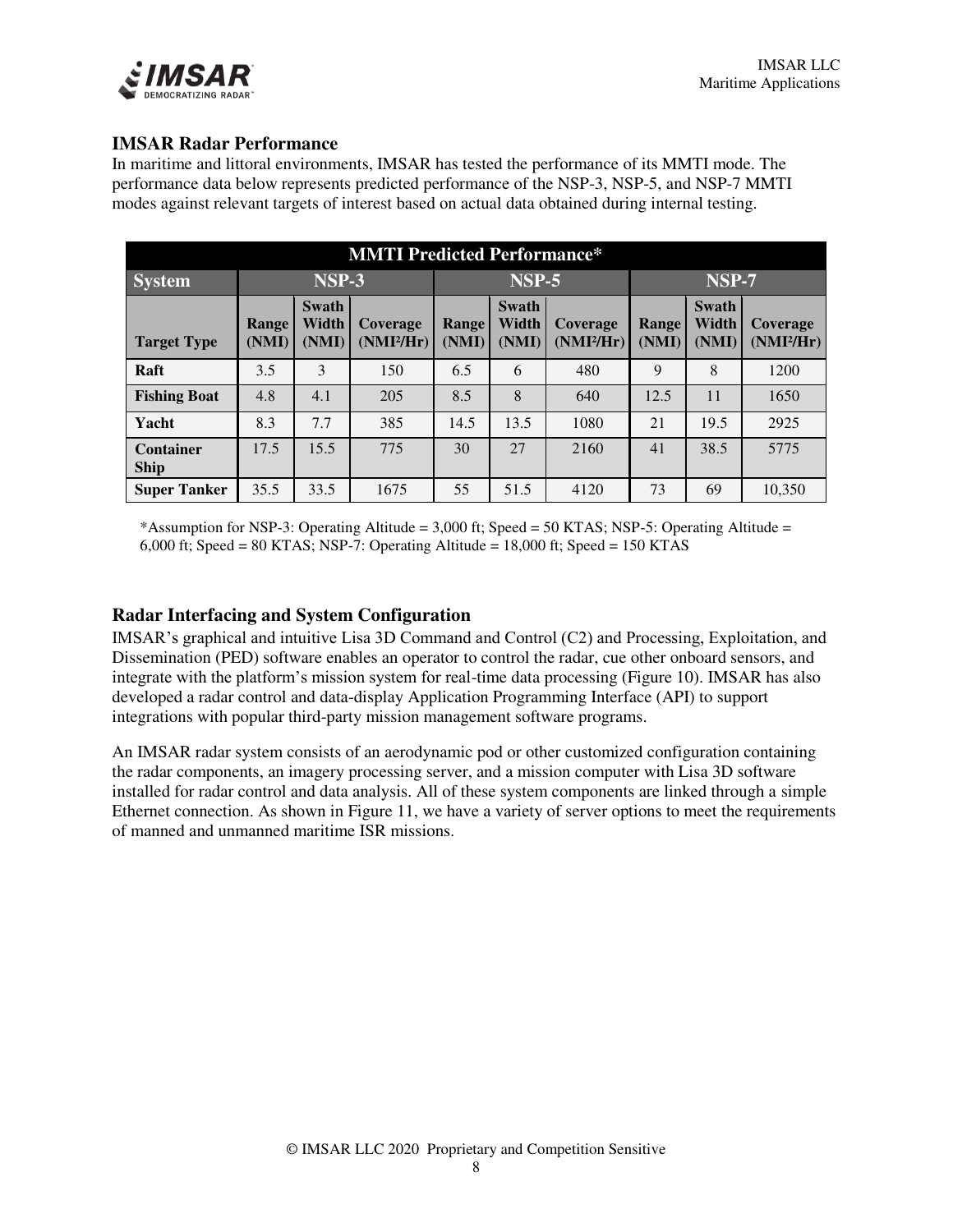## IMSAR Radar Performance

In maritime and littoral environments, IMSAR has tested the performance of its MMTI mode. The performance data below represents predicted performance of the NSP-3, NSP-5, and NSP-7 MMTI modes against relevant targets of interest based on actual data obtained during internal testing.

| MMTI Predicted Performance* | | | | | | | | | |
|---|---|---|---|---|---|---|---|---|---|
| **System** | **NSP-3** | | | **NSP-5** | | | **NSP-7** | | |
| **Target Type** | **Range (NMI)** | **Swath Width (NMI)** | **Coverage (NMI²/Hr)** | **Range (NMI)** | **Swath Width (NMI)** | **Coverage (NMI²/Hr)** | **Range (NMI)** | **Swath Width (NMI)** | **Coverage (NMI²/Hr)** |
| **Raft** | 3.5 | 3 | 150 | 6.5 | 6 | 480 | 9 | 8 | 1200 |
| **Fishing Boat** | 4.8 | 4.1 | 205 | 8.5 | 8 | 640 | 12.5 | 11 | 1650 |
| **Yacht** | 8.3 | 7.7 | 385 | 14.5 | 13.5 | 1080 | 21 | 19.5 | 2925 |
| **Container Ship** | 17.5 | 15.5 | 775 | 30 | 27 | 2160 | 41 | 38.5 | 5775 |
| **Super Tanker** | 35.5 | 33.5 | 1675 | 55 | 51.5 | 4120 | 73 | 69 | 10,350 |

*Assumption for NSP-3: Operating Altitude = 3,000 ft; Speed = 50 KTAS; NSP-5: Operating Altitude = 6,000 ft; Speed = 80 KTAS; NSP-7: Operating Altitude = 18,000 ft; Speed = 150 KTAS

## Radar Interfacing and System Configuration

IMSAR's graphical and intuitive Lisa 3D Command and Control (C2) and Processing, Exploitation, and Dissemination (PED) software enables an operator to control the radar, cue other onboard sensors, and integrate with the platform's mission system for real-time data processing (Figure 10). IMSAR has also developed a radar control and data-display Application Programming Interface (API) to support integrations with popular third-party mission management software programs.

An IMSAR radar system consists of an aerodynamic pod or other customized configuration containing the radar components, an imagery processing server, and a mission computer with Lisa 3D software installed for radar control and data analysis. All of these system components are linked through a simple Ethernet connection. As shown in Figure 11, we have a variety of server options to meet the requirements of manned and unmanned maritime ISR missions.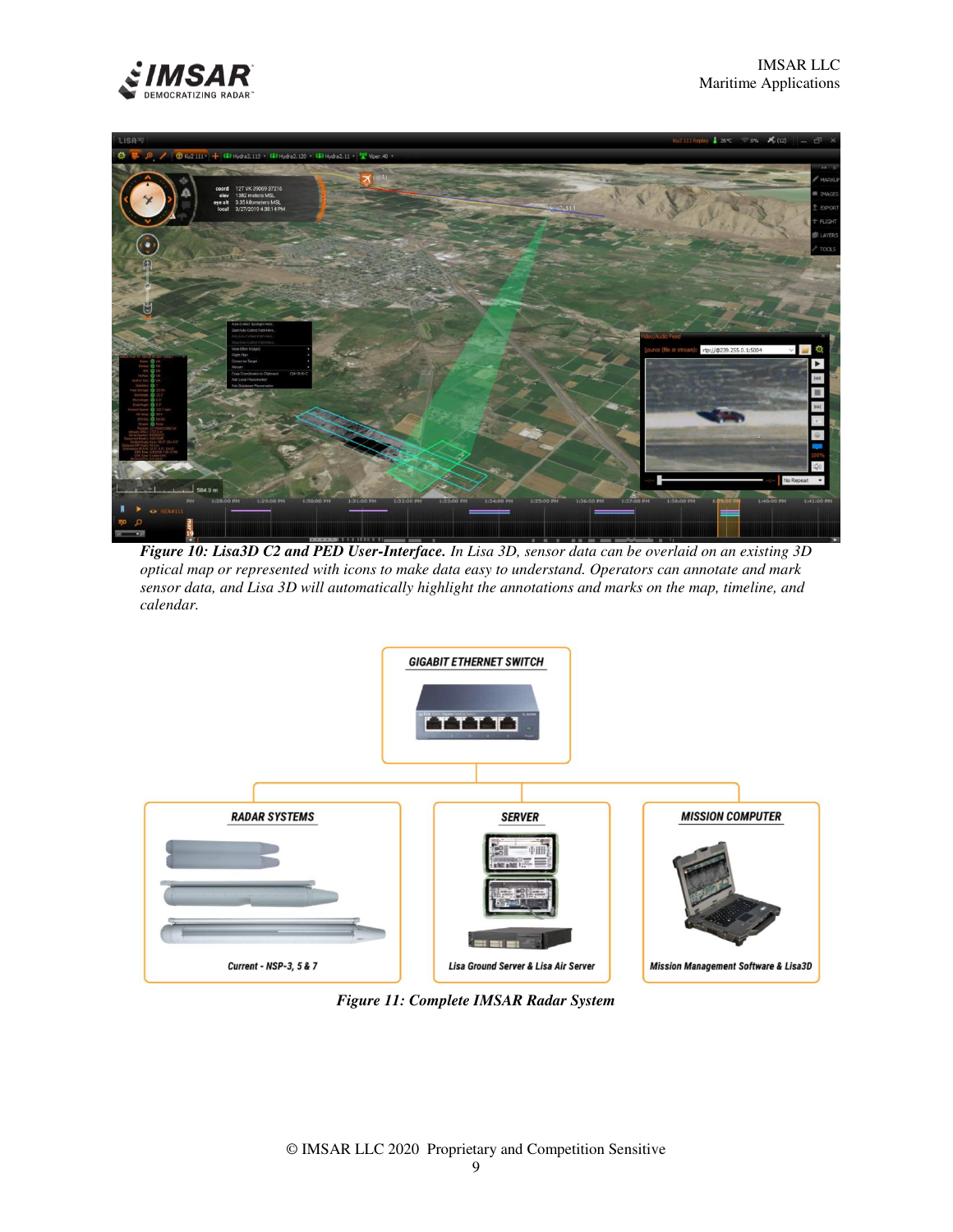***Figure 10: Lisa3D C2 and PED User-Interface.*** *In Lisa 3D, sensor data can be overlaid on an existing 3D optical map or represented with icons to make data easy to understand. Operators can annotate and mark sensor data, and Lisa 3D will automatically highlight the annotations and marks on the map, timeline, and calendar.*

***Figure 11: Complete IMSAR Radar System***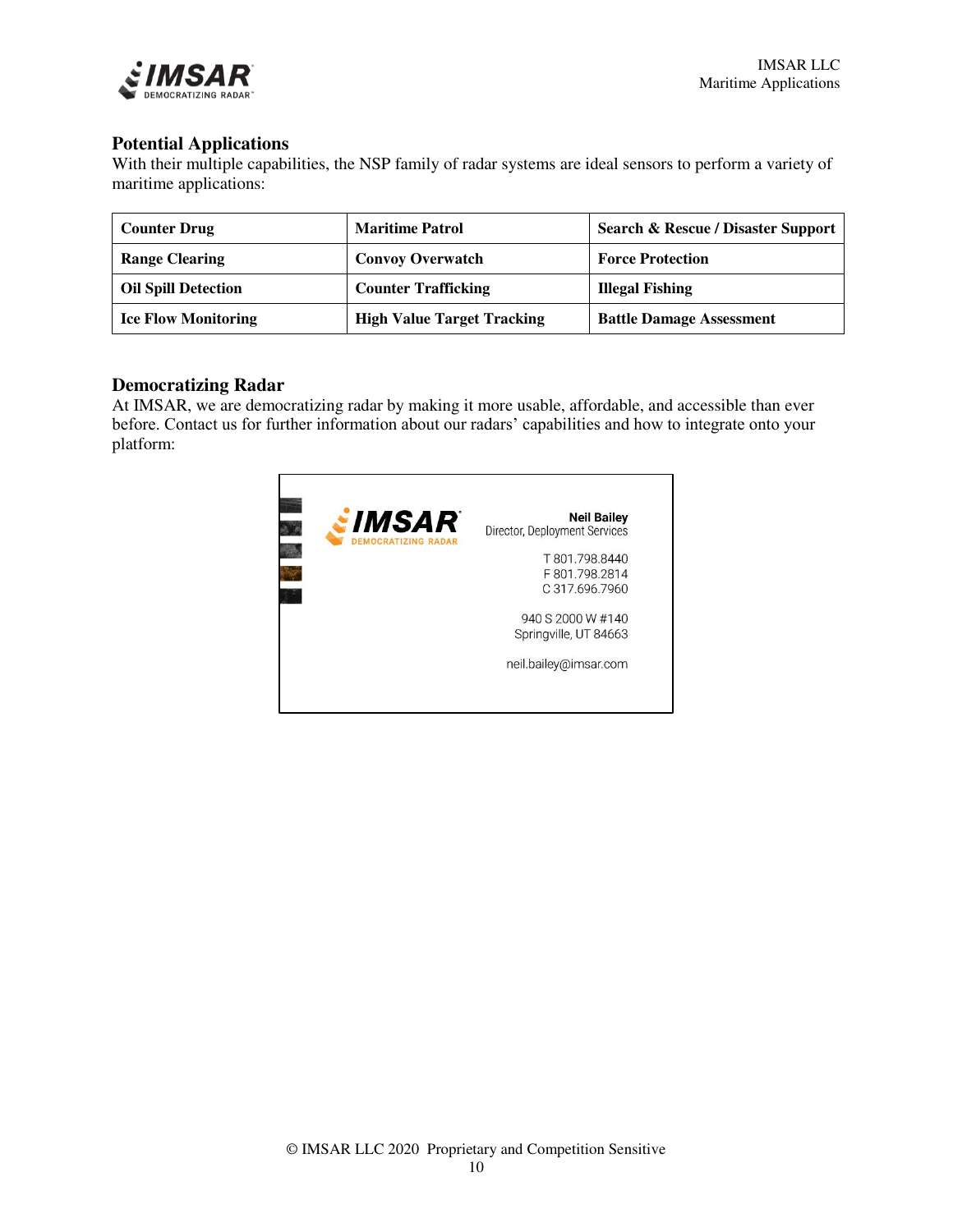## Potential Applications

With their multiple capabilities, the NSP family of radar systems are ideal sensors to perform a variety of maritime applications:

| | | |
|---|---|---|
| **Counter Drug** | **Maritime Patrol** | **Search & Rescue / Disaster Support** |
| **Range Clearing** | **Convoy Overwatch** | **Force Protection** |
| **Oil Spill Detection** | **Counter Trafficking** | **Illegal Fishing** |
| **Ice Flow Monitoring** | **High Value Target Tracking** | **Battle Damage Assessment** |

## Democratizing Radar

At IMSAR, we are democratizing radar by making it more usable, affordable, and accessible than ever before. Contact us for further information about our radars' capabilities and how to integrate onto your platform:

IMSAR
DEMOCRATIZING RADAR

**Neil Bailey**
Director, Deployment Services

T 801.798.8440
F 801.798.2814
C 317.696.7960

940 S 2000 W #140
Springville, UT 84663

neil.bailey@imsar.com

© IMSAR LLC 2020 Proprietary and Competition Sensitive